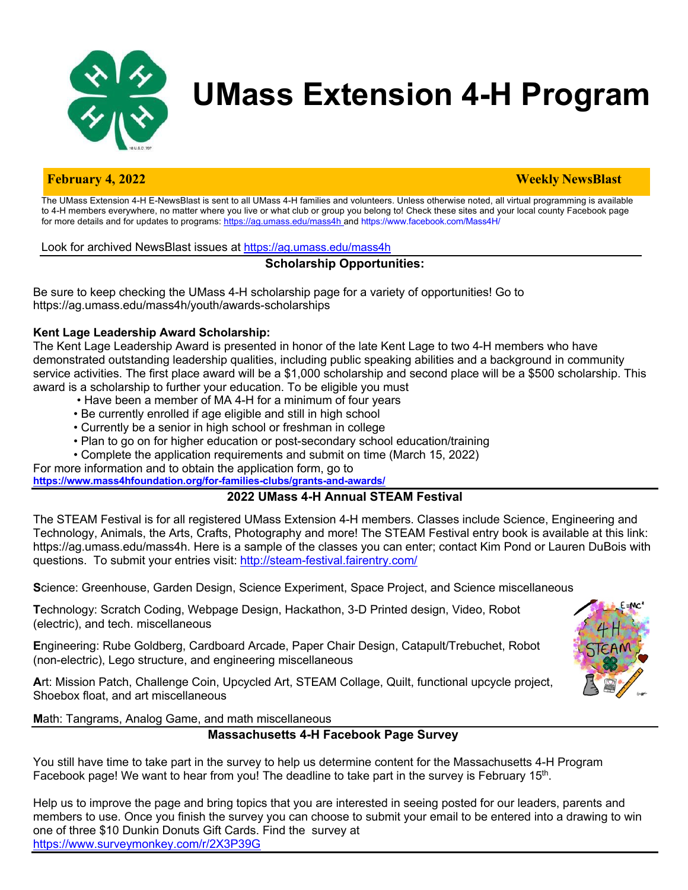# UMass Extension 4-H Program

**February 4, 2022** **Weekly NewsBlast**

The UMass Extension 4-H E-NewsBlast is sent to all UMass 4-H families and volunteers. Unless otherwise noted, all virtual programming is available to 4-H members everywhere, no matter where you live or what club or group you belong to! Check these sites and your local county Facebook page for more details and for updates to programs: https://ag.umass.edu/mass4h and https://www.facebook.com/Mass4H/

Look for archived NewsBlast issues at https://ag.umass.edu/mass4h

## Scholarship Opportunities:

Be sure to keep checking the UMass 4-H scholarship page for a variety of opportunities! Go to https://ag.umass.edu/mass4h/youth/awards-scholarships

**Kent Lage Leadership Award Scholarship:**

The Kent Lage Leadership Award is presented in honor of the late Kent Lage to two 4-H members who have demonstrated outstanding leadership qualities, including public speaking abilities and a background in community service activities. The first place award will be a $1,000 scholarship and second place will be a $500 scholarship. This award is a scholarship to further your education. To be eligible you must

- Have been a member of MA 4-H for a minimum of four years
- Be currently enrolled if age eligible and still in high school
- Currently be a senior in high school or freshman in college
- Plan to go on for higher education or post-secondary school education/training
- Complete the application requirements and submit on time (March 15, 2022)

For more information and to obtain the application form, go to **https://www.mass4hfoundation.org/for-families-clubs/grants-and-awards/**

## 2022 UMass 4-H Annual STEAM Festival

The STEAM Festival is for all registered UMass Extension 4-H members. Classes include Science, Engineering and Technology, Animals, the Arts, Crafts, Photography and more! The STEAM Festival entry book is available at this link: https://ag.umass.edu/mass4h. Here is a sample of the classes you can enter; contact Kim Pond or Lauren DuBois with questions. To submit your entries visit: http://steam-festival.fairentry.com/

**S**cience: Greenhouse, Garden Design, Science Experiment, Space Project, and Science miscellaneous

**T**echnology: Scratch Coding, Webpage Design, Hackathon, 3-D Printed design, Video, Robot (electric), and tech. miscellaneous

**E**ngineering: Rube Goldberg, Cardboard Arcade, Paper Chair Design, Catapult/Trebuchet, Robot (non-electric), Lego structure, and engineering miscellaneous

**A**rt: Mission Patch, Challenge Coin, Upcycled Art, STEAM Collage, Quilt, functional upcycle project, Shoebox float, and art miscellaneous

**M**ath: Tangrams, Analog Game, and math miscellaneous

## Massachusetts 4-H Facebook Page Survey

You still have time to take part in the survey to help us determine content for the Massachusetts 4-H Program Facebook page! We want to hear from you! The deadline to take part in the survey is February 15th.

Help us to improve the page and bring topics that you are interested in seeing posted for our leaders, parents and members to use. Once you finish the survey you can choose to submit your email to be entered into a drawing to win one of three $10 Dunkin Donuts Gift Cards. Find the survey at https://www.surveymonkey.com/r/2X3P39G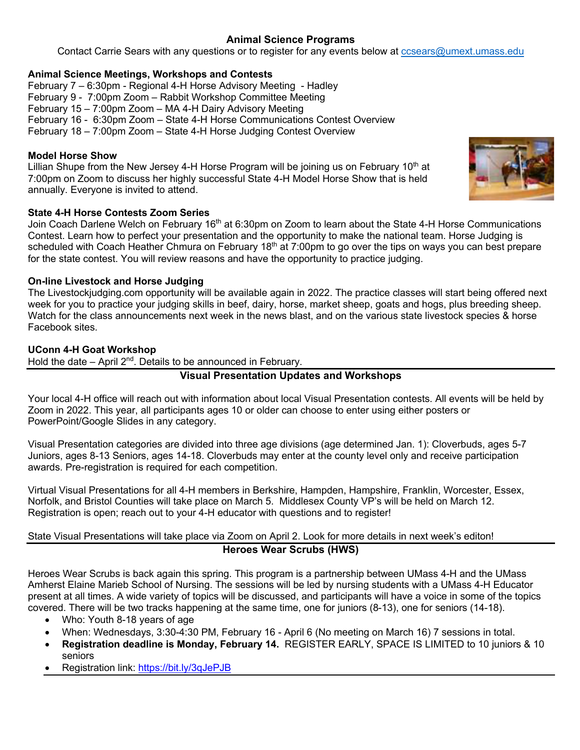## Animal Science Programs

Contact Carrie Sears with any questions or to register for any events below at ccsears@umext.umass.edu

### Animal Science Meetings, Workshops and Contests

February 7 – 6:30pm - Regional 4-H Horse Advisory Meeting - Hadley
February 9 - 7:00pm Zoom – Rabbit Workshop Committee Meeting
February 15 – 7:00pm Zoom – MA 4-H Dairy Advisory Meeting
February 16 - 6:30pm Zoom – State 4-H Horse Communications Contest Overview
February 18 – 7:00pm Zoom – State 4-H Horse Judging Contest Overview

### Model Horse Show

Lillian Shupe from the New Jersey 4-H Horse Program will be joining us on February 10th at 7:00pm on Zoom to discuss her highly successful State 4-H Model Horse Show that is held annually. Everyone is invited to attend.

### State 4-H Horse Contests Zoom Series

Join Coach Darlene Welch on February 16th at 6:30pm on Zoom to learn about the State 4-H Horse Communications Contest. Learn how to perfect your presentation and the opportunity to make the national team. Horse Judging is scheduled with Coach Heather Chmura on February 18th at 7:00pm to go over the tips on ways you can best prepare for the state contest. You will review reasons and have the opportunity to practice judging.

### On-line Livestock and Horse Judging

The Livestockjudging.com opportunity will be available again in 2022. The practice classes will start being offered next week for you to practice your judging skills in beef, dairy, horse, market sheep, goats and hogs, plus breeding sheep. Watch for the class announcements next week in the news blast, and on the various state livestock species & horse Facebook sites.

### UConn 4-H Goat Workshop

Hold the date – April 2nd. Details to be announced in February.

## Visual Presentation Updates and Workshops

Your local 4-H office will reach out with information about local Visual Presentation contests. All events will be held by Zoom in 2022. This year, all participants ages 10 or older can choose to enter using either posters or PowerPoint/Google Slides in any category.

Visual Presentation categories are divided into three age divisions (age determined Jan. 1): Cloverbuds, ages 5-7 Juniors, ages 8-13 Seniors, ages 14-18. Cloverbuds may enter at the county level only and receive participation awards. Pre-registration is required for each competition.

Virtual Visual Presentations for all 4-H members in Berkshire, Hampden, Hampshire, Franklin, Worcester, Essex, Norfolk, and Bristol Counties will take place on March 5. Middlesex County VP's will be held on March 12. Registration is open; reach out to your 4-H educator with questions and to register!

State Visual Presentations will take place via Zoom on April 2. Look for more details in next week's editon!

## Heroes Wear Scrubs (HWS)

Heroes Wear Scrubs is back again this spring. This program is a partnership between UMass 4-H and the UMass Amherst Elaine Marieb School of Nursing. The sessions will be led by nursing students with a UMass 4-H Educator present at all times. A wide variety of topics will be discussed, and participants will have a voice in some of the topics covered. There will be two tracks happening at the same time, one for juniors (8-13), one for seniors (14-18).

- Who: Youth 8-18 years of age
- When: Wednesdays, 3:30-4:30 PM, February 16 - April 6 (No meeting on March 16) 7 sessions in total.
- **Registration deadline is Monday, February 14.** REGISTER EARLY, SPACE IS LIMITED to 10 juniors & 10 seniors
- Registration link: https://bit.ly/3qJePJB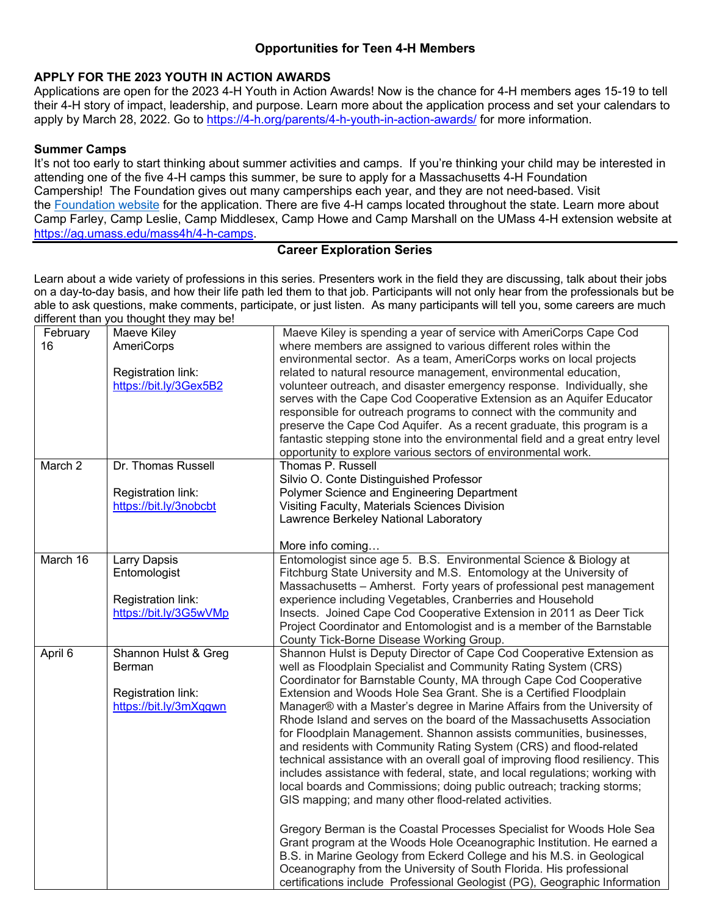### Opportunities for Teen 4-H Members

**APPLY FOR THE 2023 YOUTH IN ACTION AWARDS**

Applications are open for the 2023 4-H Youth in Action Awards! Now is the chance for 4-H members ages 15-19 to tell their 4-H story of impact, leadership, and purpose. Learn more about the application process and set your calendars to apply by March 28, 2022. Go to https://4-h.org/parents/4-h-youth-in-action-awards/ for more information.

**Summer Camps**

It's not too early to start thinking about summer activities and camps. If you're thinking your child may be interested in attending one of the five 4-H camps this summer, be sure to apply for a Massachusetts 4-H Foundation Campership! The Foundation gives out many camperships each year, and they are not need-based. Visit the Foundation website for the application. There are five 4-H camps located throughout the state. Learn more about Camp Farley, Camp Leslie, Camp Middlesex, Camp Howe and Camp Marshall on the UMass 4-H extension website at https://ag.umass.edu/mass4h/4-h-camps.

---

### Career Exploration Series

Learn about a wide variety of professions in this series. Presenters work in the field they are discussing, talk about their jobs on a day-to-day basis, and how their life path led them to that job. Participants will not only hear from the professionals but be able to ask questions, make comments, participate, or just listen. As many participants will tell you, some careers are much different than you thought they may be!

| Date | Presenter | Description |
|---|---|---|
| February 16 | Maeve Kiley<br>AmeriCorps<br><br>Registration link:<br>https://bit.ly/3Gex5B2 | Maeve Kiley is spending a year of service with AmeriCorps Cape Cod where members are assigned to various different roles within the environmental sector. As a team, AmeriCorps works on local projects related to natural resource management, environmental education, volunteer outreach, and disaster emergency response. Individually, she serves with the Cape Cod Cooperative Extension as an Aquifer Educator responsible for outreach programs to connect with the community and preserve the Cape Cod Aquifer. As a recent graduate, this program is a fantastic stepping stone into the environmental field and a great entry level opportunity to explore various sectors of environmental work. |
| March 2 | Dr. Thomas Russell<br><br>Registration link:<br>https://bit.ly/3nobcbt | Thomas P. Russell<br>Silvio O. Conte Distinguished Professor<br>Polymer Science and Engineering Department<br>Visiting Faculty, Materials Sciences Division<br>Lawrence Berkeley National Laboratory<br><br>More info coming… |
| March 16 | Larry Dapsis<br>Entomologist<br><br>Registration link:<br>https://bit.ly/3G5wVMp | Entomologist since age 5. B.S. Environmental Science & Biology at Fitchburg State University and M.S. Entomology at the University of Massachusetts – Amherst. Forty years of professional pest management experience including Vegetables, Cranberries and Household Insects. Joined Cape Cod Cooperative Extension in 2011 as Deer Tick Project Coordinator and Entomologist and is a member of the Barnstable County Tick-Borne Disease Working Group. |
| April 6 | Shannon Hulst & Greg Berman<br><br>Registration link:<br>https://bit.ly/3mXqgwn | Shannon Hulst is Deputy Director of Cape Cod Cooperative Extension as well as Floodplain Specialist and Community Rating System (CRS) Coordinator for Barnstable County, MA through Cape Cod Cooperative Extension and Woods Hole Sea Grant. She is a Certified Floodplain Manager® with a Master's degree in Marine Affairs from the University of Rhode Island and serves on the board of the Massachusetts Association for Floodplain Management. Shannon assists communities, businesses, and residents with Community Rating System (CRS) and flood-related technical assistance with an overall goal of improving flood resiliency. This includes assistance with federal, state, and local regulations; working with local boards and Commissions; doing public outreach; tracking storms; GIS mapping; and many other flood-related activities.<br><br>Gregory Berman is the Coastal Processes Specialist for Woods Hole Sea Grant program at the Woods Hole Oceanographic Institution. He earned a B.S. in Marine Geology from Eckerd College and his M.S. in Geological Oceanography from the University of South Florida. His professional certifications include Professional Geologist (PG), Geographic Information |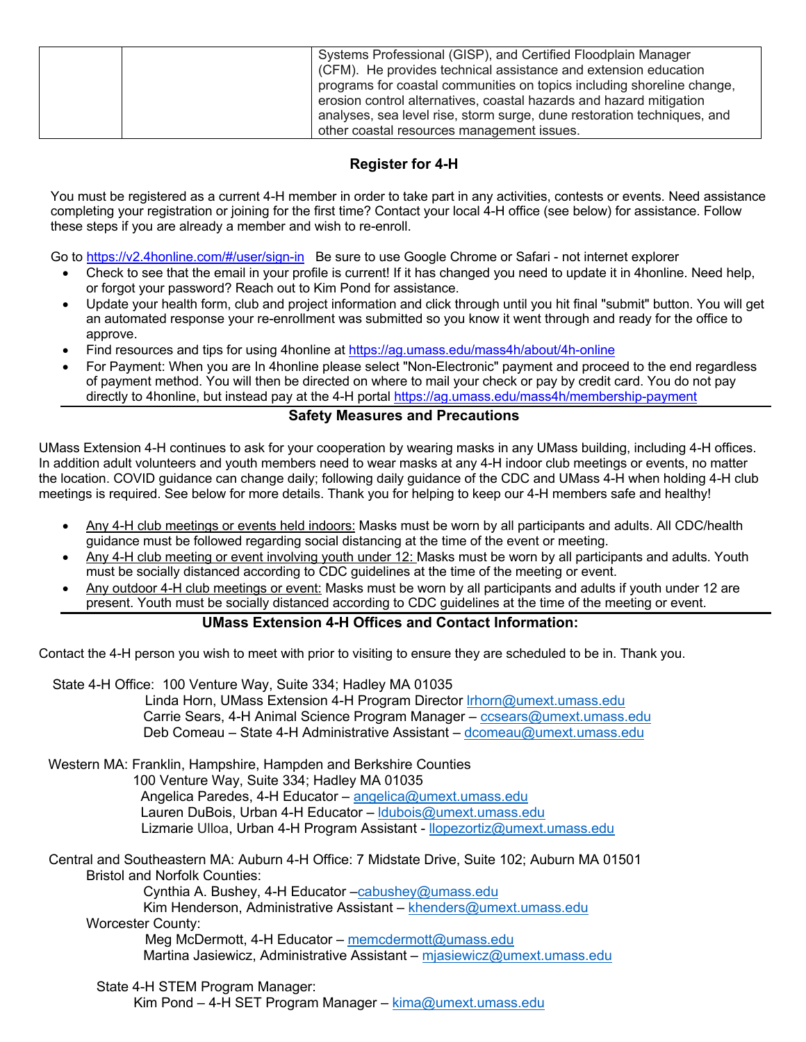|  |  | Systems Professional (GISP), and Certified Floodplain Manager (CFM). He provides technical assistance and extension education programs for coastal communities on topics including shoreline change, erosion control alternatives, coastal hazards and hazard mitigation analyses, sea level rise, storm surge, dune restoration techniques, and other coastal resources management issues. |
|---|---|---|

## Register for 4-H

You must be registered as a current 4-H member in order to take part in any activities, contests or events. Need assistance completing your registration or joining for the first time? Contact your local 4-H office (see below) for assistance. Follow these steps if you are already a member and wish to re-enroll.

Go to https://v2.4honline.com/#/user/sign-in Be sure to use Google Chrome or Safari - not internet explorer

- Check to see that the email in your profile is current! If it has changed you need to update it in 4honline. Need help, or forgot your password? Reach out to Kim Pond for assistance.
- Update your health form, club and project information and click through until you hit final "submit" button. You will get an automated response your re-enrollment was submitted so you know it went through and ready for the office to approve.
- Find resources and tips for using 4honline at https://ag.umass.edu/mass4h/about/4h-online
- For Payment: When you are In 4honline please select "Non-Electronic" payment and proceed to the end regardless of payment method. You will then be directed on where to mail your check or pay by credit card. You do not pay directly to 4honline, but instead pay at the 4-H portal https://ag.umass.edu/mass4h/membership-payment

## Safety Measures and Precautions

UMass Extension 4-H continues to ask for your cooperation by wearing masks in any UMass building, including 4-H offices. In addition adult volunteers and youth members need to wear masks at any 4-H indoor club meetings or events, no matter the location. COVID guidance can change daily; following daily guidance of the CDC and UMass 4-H when holding 4-H club meetings is required. See below for more details. Thank you for helping to keep our 4-H members safe and healthy!

- Any 4-H club meetings or events held indoors: Masks must be worn by all participants and adults. All CDC/health guidance must be followed regarding social distancing at the time of the event or meeting.
- Any 4-H club meeting or event involving youth under 12: Masks must be worn by all participants and adults. Youth must be socially distanced according to CDC guidelines at the time of the meeting or event.
- Any outdoor 4-H club meetings or event: Masks must be worn by all participants and adults if youth under 12 are present. Youth must be socially distanced according to CDC guidelines at the time of the meeting or event.

## UMass Extension 4-H Offices and Contact Information:

Contact the 4-H person you wish to meet with prior to visiting to ensure they are scheduled to be in. Thank you.

State 4-H Office: 100 Venture Way, Suite 334; Hadley MA 01035
- Linda Horn, UMass Extension 4-H Program Director lrhorn@umext.umass.edu
- Carrie Sears, 4-H Animal Science Program Manager – ccsears@umext.umass.edu
- Deb Comeau – State 4-H Administrative Assistant – dcomeau@umext.umass.edu

Western MA: Franklin, Hampshire, Hampden and Berkshire Counties
100 Venture Way, Suite 334; Hadley MA 01035
- Angelica Paredes, 4-H Educator – angelica@umext.umass.edu
- Lauren DuBois, Urban 4-H Educator – ldubois@umext.umass.edu
- Lizmarie Ulloa, Urban 4-H Program Assistant - llopezortiz@umext.umass.edu

Central and Southeastern MA: Auburn 4-H Office: 7 Midstate Drive, Suite 102; Auburn MA 01501

Bristol and Norfolk Counties:
- Cynthia A. Bushey, 4-H Educator –cabushey@umass.edu
- Kim Henderson, Administrative Assistant – khenders@umext.umass.edu

Worcester County:
- Meg McDermott, 4-H Educator – memcdermott@umass.edu
- Martina Jasiewicz, Administrative Assistant – mjasiewicz@umext.umass.edu

State 4-H STEM Program Manager:
- Kim Pond – 4-H SET Program Manager – kima@umext.umass.edu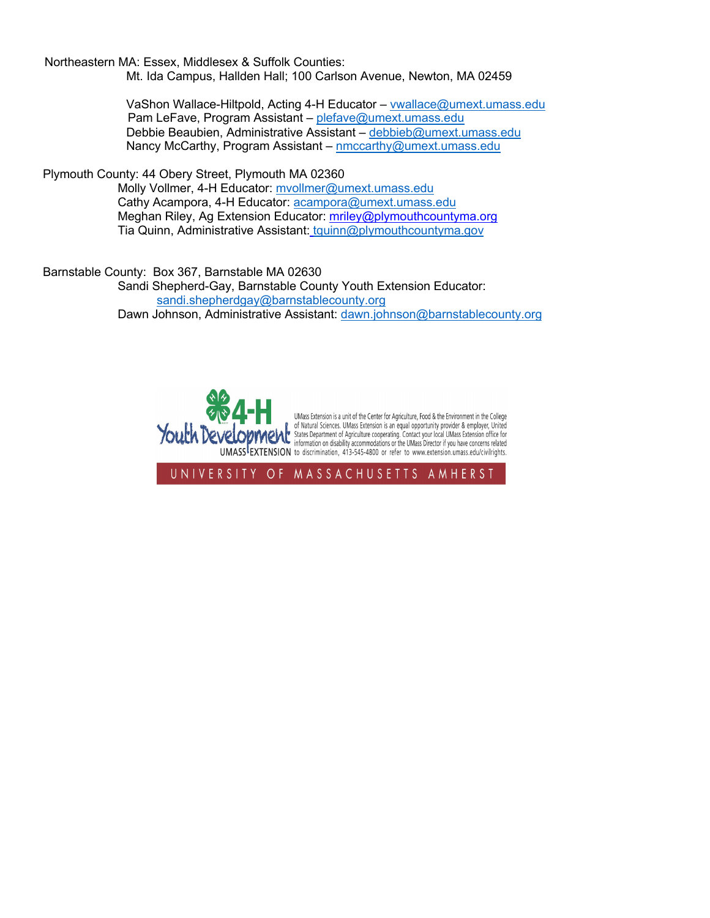Northeastern MA: Essex, Middlesex & Suffolk Counties:
Mt. Ida Campus, Hallden Hall; 100 Carlson Avenue, Newton, MA 02459

VaShon Wallace-Hiltpold, Acting 4-H Educator – vwallace@umext.umass.edu
Pam LeFave, Program Assistant – plefave@umext.umass.edu
Debbie Beaubien, Administrative Assistant – debbieb@umext.umass.edu
Nancy McCarthy, Program Assistant – nmccarthy@umext.umass.edu

Plymouth County: 44 Obery Street, Plymouth MA 02360
Molly Vollmer, 4-H Educator: mvollmer@umext.umass.edu
Cathy Acampora, 4-H Educator: acampora@umext.umass.edu
Meghan Riley, Ag Extension Educator: mriley@plymouthcountyma.org
Tia Quinn, Administrative Assistant: tquinn@plymouthcountyma.gov

Barnstable County: Box 367, Barnstable MA 02630
Sandi Shepherd-Gay, Barnstable County Youth Extension Educator:
sandi.shepherdgay@barnstablecounty.org
Dawn Johnson, Administrative Assistant: dawn.johnson@barnstablecounty.org

4-H Youth Development UMASS EXTENSION

UMass Extension is a unit of the Center for Agriculture, Food & the Environment in the College of Natural Sciences. UMass Extension is an equal opportunity provider & employer, United States Department of Agriculture cooperating. Contact your local UMass Extension office for information on disability accommodations or the UMass Director if you have concerns related to discrimination, 413-545-4800 or refer to www.extension.umass.edu/civilrights.

UNIVERSITY OF MASSACHUSETTS AMHERST